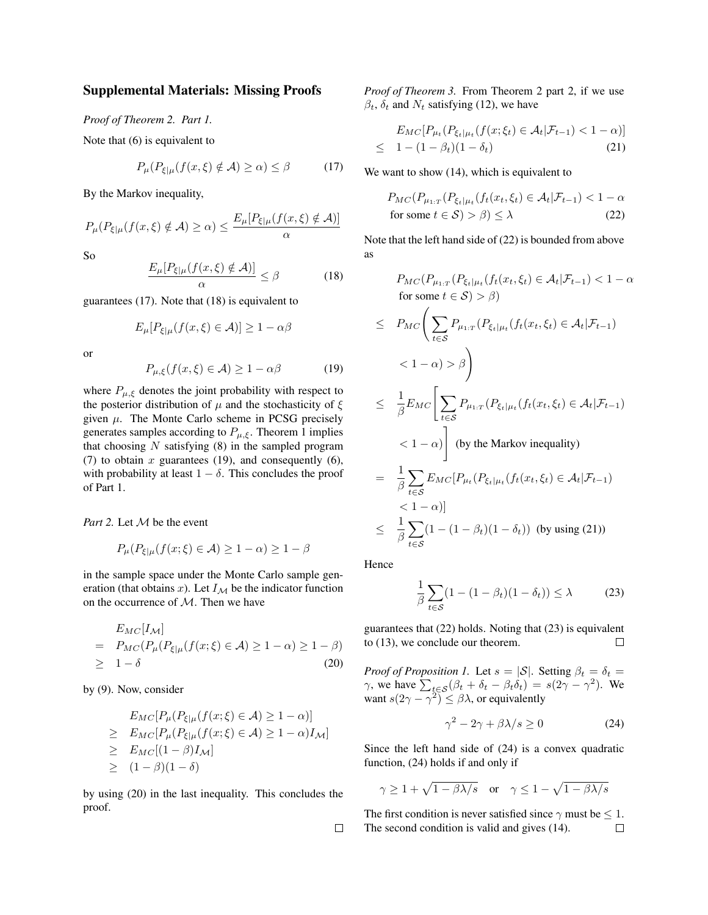## Supplemental Materials: Missing Proofs

*Proof of Theorem 2. Part 1.*

Note that (6) is equivalent to

$$P_\mu(P_{\xi|\mu}(f(x,\xi) \notin \mathcal{A}) \geq \alpha) \leq \beta \tag{17}$$

By the Markov inequality,

$$P_\mu(P_{\xi|\mu}(f(x,\xi) \notin \mathcal{A}) \geq \alpha) \leq \frac{E_\mu[P_{\xi|\mu}(f(x,\xi) \notin \mathcal{A})]}{\alpha}$$

So

$$\frac{E_\mu[P_{\xi|\mu}(f(x,\xi) \notin \mathcal{A})]}{\alpha} \leq \beta \tag{18}$$

guarantees (17). Note that (18) is equivalent to

$$E_\mu[P_{\xi|\mu}(f(x,\xi) \in \mathcal{A})] \geq 1 - \alpha\beta$$

or

$$P_{\mu,\xi}(f(x,\xi) \in \mathcal{A}) \geq 1 - \alpha\beta \tag{19}$$

where $P_{\mu,\xi}$ denotes the joint probability with respect to the posterior distribution of $\mu$ and the stochasticity of $\xi$ given $\mu$. The Monte Carlo scheme in PCSG precisely generates samples according to $P_{\mu,\xi}$. Theorem 1 implies that choosing $N$ satisfying (8) in the sampled program (7) to obtain $x$ guarantees (19), and consequently (6), with probability at least $1-\delta$. This concludes the proof of Part 1.

*Part 2.* Let $\mathcal{M}$ be the event

$$P_\mu(P_{\xi|\mu}(f(x;\xi) \in \mathcal{A}) \geq 1 - \alpha) \geq 1 - \beta$$

in the sample space under the Monte Carlo sample generation (that obtains $x$). Let $I_\mathcal{M}$ be the indicator function on the occurrence of $\mathcal{M}$. Then we have

$$\begin{aligned} & E_{MC}[I_\mathcal{M}] \\ = \;& P_{MC}(P_\mu(P_{\xi|\mu}(f(x;\xi) \in \mathcal{A}) \geq 1-\alpha) \geq 1-\beta) \\ \geq \;& 1-\delta \end{aligned} \tag{20}$$

by (9). Now, consider

$$\begin{aligned} & E_{MC}[P_\mu(P_{\xi|\mu}(f(x;\xi) \in \mathcal{A}) \geq 1-\alpha)] \\ \geq \;& E_{MC}[P_\mu(P_{\xi|\mu}(f(x;\xi) \in \mathcal{A}) \geq 1-\alpha) I_\mathcal{M}] \\ \geq \;& E_{MC}[(1-\beta)I_\mathcal{M}] \\ \geq \;& (1-\beta)(1-\delta) \end{aligned}$$

by using (20) in the last inequality. This concludes the proof. $\square$

*Proof of Theorem 3.* From Theorem 2 part 2, if we use $\beta_t$, $\delta_t$ and $N_t$ satisfying (12), we have

$$\begin{aligned} & E_{MC}[P_{\mu_t}(P_{\xi_t|\mu_t}(f(x;\xi_t) \in \mathcal{A}_t | \mathcal{F}_{t-1}) < 1-\alpha)] \\ \leq \;& 1 - (1-\beta_t)(1-\delta_t) \end{aligned} \tag{21}$$

We want to show (14), which is equivalent to

$$\begin{aligned} & P_{MC}(P_{\mu_{1:T}}(P_{\xi_t|\mu_t}(f_t(x_t,\xi_t) \in \mathcal{A}_t | \mathcal{F}_{t-1}) < 1-\alpha \\ & \text{for some } t \in \mathcal{S}) > \beta) \leq \lambda \end{aligned} \tag{22}$$

Note that the left hand side of (22) is bounded from above as

$$\begin{aligned} & P_{MC}(P_{\mu_{1:T}}(P_{\xi_t|\mu_t}(f_t(x_t,\xi_t) \in \mathcal{A}_t | \mathcal{F}_{t-1}) < 1-\alpha \\ & \quad \text{for some } t \in \mathcal{S}) > \beta) \\ \leq \;& P_{MC}\Bigg(\sum_{t\in\mathcal{S}} P_{\mu_{1:T}}(P_{\xi_t|\mu_t}(f_t(x_t,\xi_t) \in \mathcal{A}_t | \mathcal{F}_{t-1}) \\ & \quad < 1-\alpha) > \beta\Bigg) \\ \leq \;& \frac{1}{\beta} E_{MC}\Bigg[\sum_{t\in\mathcal{S}} P_{\mu_{1:T}}(P_{\xi_t|\mu_t}(f_t(x_t,\xi_t) \in \mathcal{A}_t | \mathcal{F}_{t-1}) \\ & \quad < 1-\alpha)\Bigg] \text{ (by the Markov inequality)} \\ = \;& \frac{1}{\beta} \sum_{t\in\mathcal{S}} E_{MC}[P_{\mu_t}(P_{\xi_t|\mu_t}(f_t(x_t,\xi_t) \in \mathcal{A}_t | \mathcal{F}_{t-1}) \\ & \quad < 1-\alpha)] \\ \leq \;& \frac{1}{\beta} \sum_{t\in\mathcal{S}} (1-(1-\beta_t)(1-\delta_t)) \text{ (by using (21))} \end{aligned}$$

Hence

$$\frac{1}{\beta} \sum_{t\in\mathcal{S}} (1-(1-\beta_t)(1-\delta_t)) \leq \lambda \tag{23}$$

guarantees that (22) holds. Noting that (23) is equivalent to (13), we conclude our theorem. $\square$

*Proof of Proposition 1.* Let $s = |\mathcal{S}|$. Setting $\beta_t = \delta_t = \gamma$, we have $\sum_{t\in\mathcal{S}}(\beta_t + \delta_t - \beta_t\delta_t) = s(2\gamma - \gamma^2)$. We want $s(2\gamma - \gamma^2) \leq \beta\lambda$, or equivalently

$$\gamma^2 - 2\gamma + \beta\lambda/s \geq 0 \tag{24}$$

Since the left hand side of (24) is a convex quadratic function, (24) holds if and only if

$$\gamma \geq 1 + \sqrt{1-\beta\lambda/s} \quad \text{or} \quad \gamma \leq 1 - \sqrt{1-\beta\lambda/s}$$

The first condition is never satisfied since $\gamma$ must be $\leq 1$. The second condition is valid and gives (14). $\square$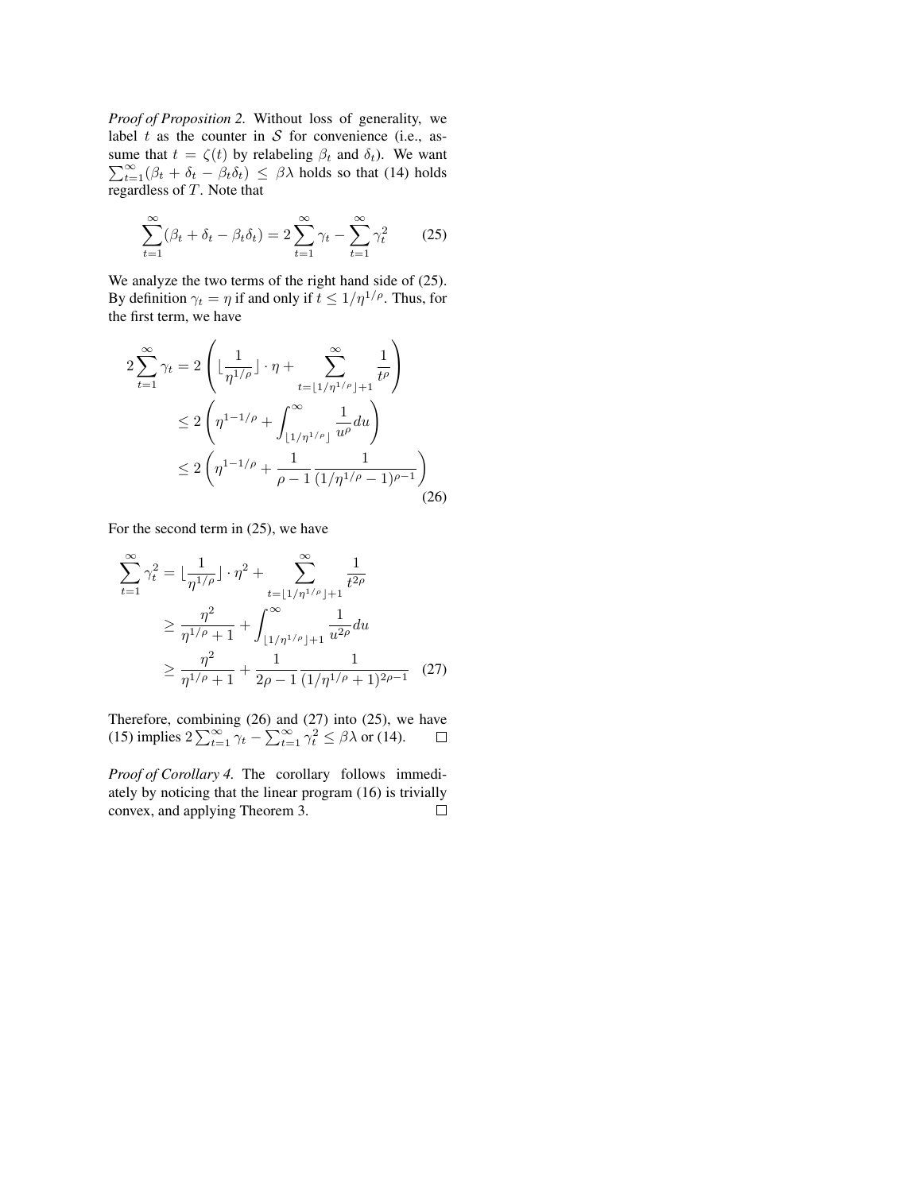*Proof of Proposition 2.* Without loss of generality, we label $t$ as the counter in $\mathcal{S}$ for convenience (i.e., assume that $t = \zeta(t)$ by relabeling $\beta_t$ and $\delta_t$). We want $\sum_{t=1}^{\infty}(\beta_t + \delta_t - \beta_t\delta_t) \leq \beta\lambda$ holds so that (14) holds regardless of $T$. Note that

$$\sum_{t=1}^{\infty}(\beta_t + \delta_t - \beta_t\delta_t) = 2\sum_{t=1}^{\infty}\gamma_t - \sum_{t=1}^{\infty}\gamma_t^2 \tag{25}$$

We analyze the two terms of the right hand side of (25). By definition $\gamma_t = \eta$ if and only if $t \leq 1/\eta^{1/\rho}$. Thus, for the first term, we have

$$\begin{aligned}
2\sum_{t=1}^{\infty}\gamma_t &= 2\left(\lfloor\frac{1}{\eta^{1/\rho}}\rfloor \cdot \eta + \sum_{t=\lfloor 1/\eta^{1/\rho}\rfloor+1}^{\infty}\frac{1}{t^{\rho}}\right) \\
&\leq 2\left(\eta^{1-1/\rho} + \int_{\lfloor 1/\eta^{1/\rho}\rfloor}^{\infty}\frac{1}{u^{\rho}}du\right) \\
&\leq 2\left(\eta^{1-1/\rho} + \frac{1}{\rho-1}\frac{1}{(1/\eta^{1/\rho}-1)^{\rho-1}}\right)
\end{aligned} \tag{26}$$

For the second term in (25), we have

$$\begin{aligned}
\sum_{t=1}^{\infty}\gamma_t^2 &= \lfloor\frac{1}{\eta^{1/\rho}}\rfloor \cdot \eta^2 + \sum_{t=\lfloor 1/\eta^{1/\rho}\rfloor+1}^{\infty}\frac{1}{t^{2\rho}} \\
&\geq \frac{\eta^2}{\eta^{1/\rho}+1} + \int_{\lfloor 1/\eta^{1/\rho}\rfloor+1}^{\infty}\frac{1}{u^{2\rho}}du \\
&\geq \frac{\eta^2}{\eta^{1/\rho}+1} + \frac{1}{2\rho-1}\frac{1}{(1/\eta^{1/\rho}+1)^{2\rho-1}}
\end{aligned} \tag{27}$$

Therefore, combining (26) and (27) into (25), we have (15) implies $2\sum_{t=1}^{\infty}\gamma_t - \sum_{t=1}^{\infty}\gamma_t^2 \leq \beta\lambda$ or (14). $\square$

*Proof of Corollary 4.* The corollary follows immediately by noticing that the linear program (16) is trivially convex, and applying Theorem 3. $\square$